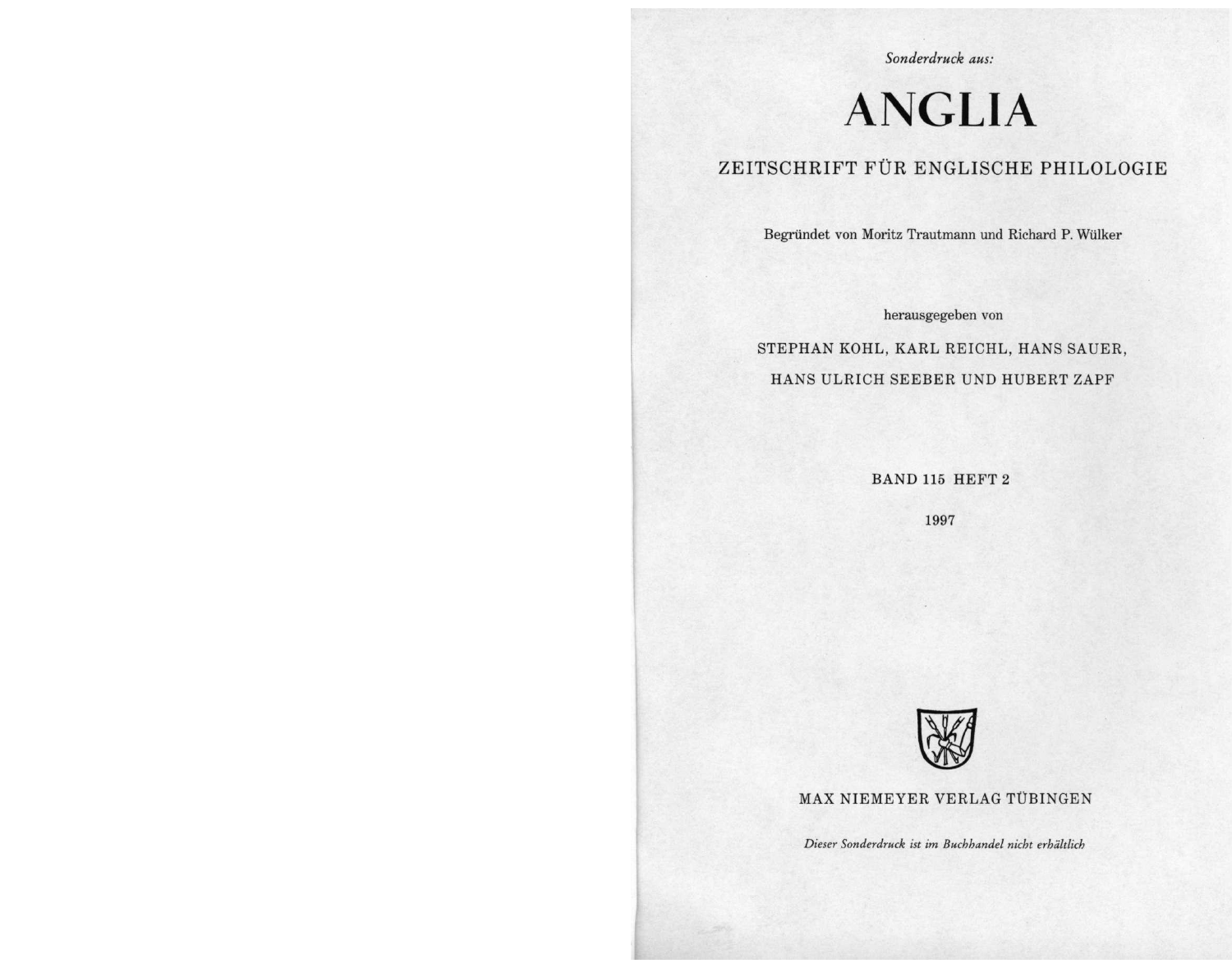*Sonderdruck aus:*

# ANGLIA

## ZEITSCHRIFT FÜR ENGLISCHE PHILOLOGIE

Begründet von Moritz Trautmann und Richard P. Wülker

herausgegeben von

STEPHAN KOHL, KARL REICHL, HANS SAUER,

HANS ULRICH SEEBER UND HUBERT ZAPF

BAND 115 HEFT 2

1997

MAX NIEMEYER VERLAG TÜBINGEN

*Dieser Sonderdruck ist im Buchhandel nicht erhältlich*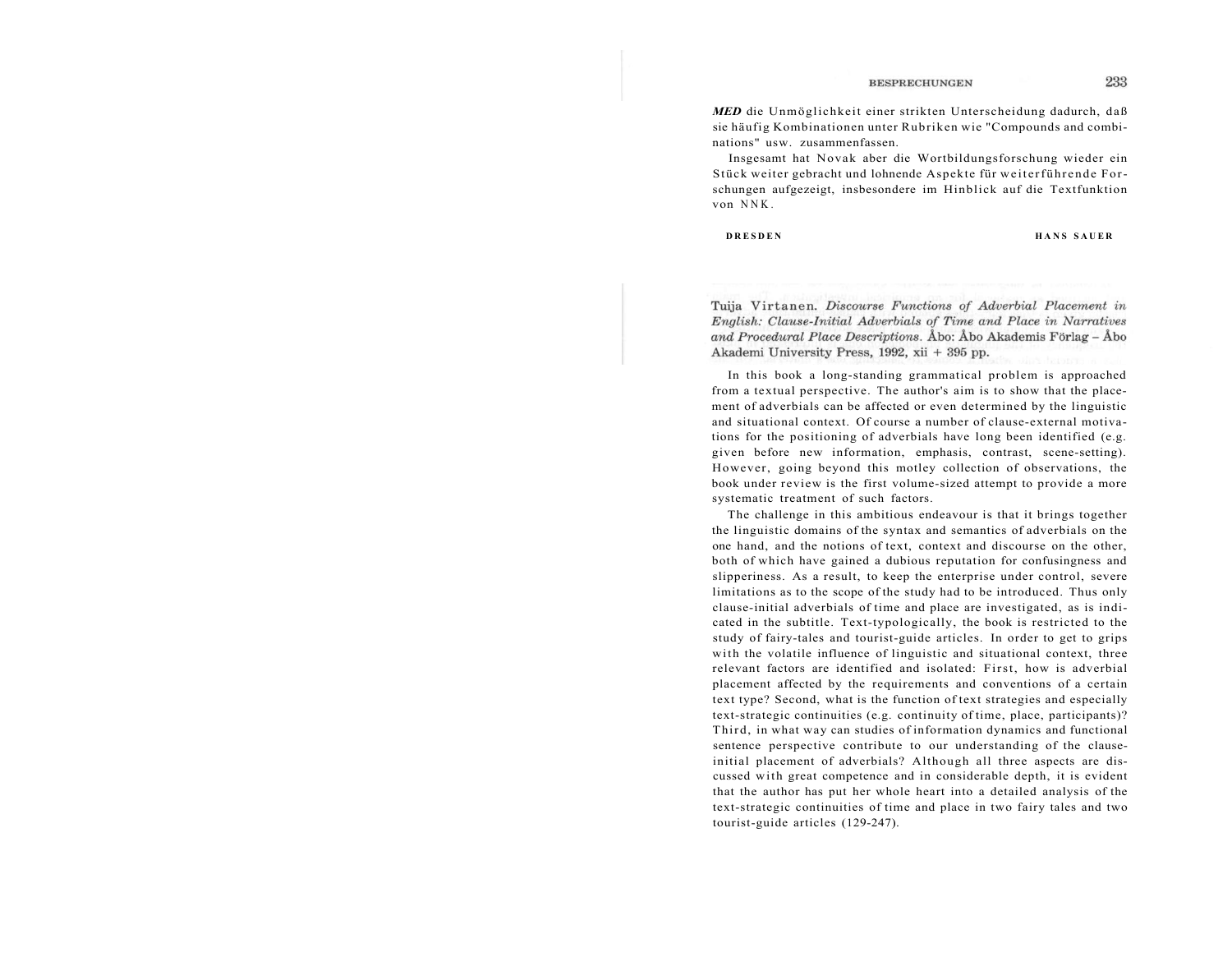***MED*** die Unmöglichkeit einer strikten Unterscheidung dadurch, daß sie häufig Kombinationen unter Rubriken wie "Compounds and combinations" usw. zusammenfassen.

Insgesamt hat Novak aber die Wortbildungsforschung wieder ein Stück weiter gebracht und lohnende Aspekte für weiterführende Forschungen aufgezeigt, insbesondere im Hinblick auf die Textfunktion von NNK.

**DRESDEN** **HANS SAUER**

Tuija Virtanen. *Discourse Functions of Adverbial Placement in English: Clause-Initial Adverbials of Time and Place in Narratives and Procedural Place Descriptions.* Åbo: Åbo Akademis Förlag – Åbo Akademi University Press, 1992, xii + 395 pp.

In this book a long-standing grammatical problem is approached from a textual perspective. The author's aim is to show that the placement of adverbials can be affected or even determined by the linguistic and situational context. Of course a number of clause-external motivations for the positioning of adverbials have long been identified (e.g. given before new information, emphasis, contrast, scene-setting). However, going beyond this motley collection of observations, the book under review is the first volume-sized attempt to provide a more systematic treatment of such factors.

The challenge in this ambitious endeavour is that it brings together the linguistic domains of the syntax and semantics of adverbials on the one hand, and the notions of text, context and discourse on the other, both of which have gained a dubious reputation for confusingness and slipperiness. As a result, to keep the enterprise under control, severe limitations as to the scope of the study had to be introduced. Thus only clause-initial adverbials of time and place are investigated, as is indicated in the subtitle. Text-typologically, the book is restricted to the study of fairy-tales and tourist-guide articles. In order to get to grips with the volatile influence of linguistic and situational context, three relevant factors are identified and isolated: First, how is adverbial placement affected by the requirements and conventions of a certain text type? Second, what is the function of text strategies and especially text-strategic continuities (e.g. continuity of time, place, participants)? Third, in what way can studies of information dynamics and functional sentence perspective contribute to our understanding of the clause-initial placement of adverbials? Although all three aspects are discussed with great competence and in considerable depth, it is evident that the author has put her whole heart into a detailed analysis of the text-strategic continuities of time and place in two fairy tales and two tourist-guide articles (129-247).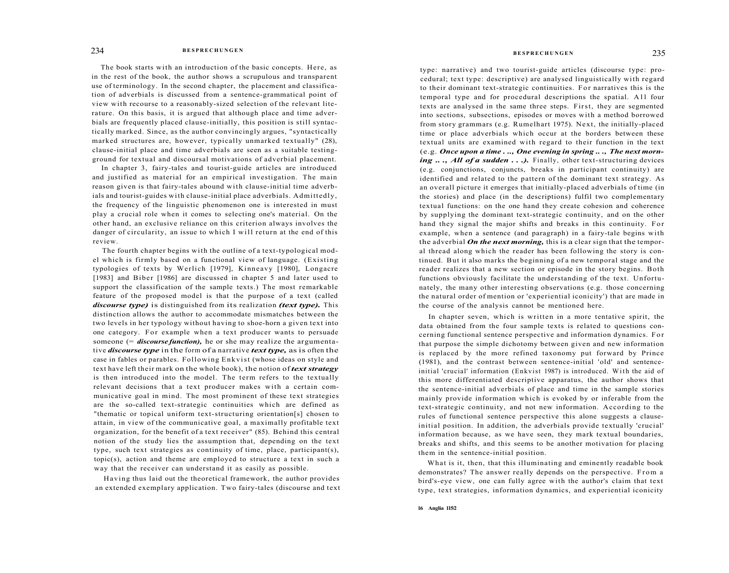The book starts with an introduction of the basic concepts. Here, as in the rest of the book, the author shows a scrupulous and transparent use of terminology. In the second chapter, the placement and classification of adverbials is discussed from a sentence-grammatical point of view with recourse to a reasonably-sized selection of the relevant literature. On this basis, it is argued that although place and time adverbials are frequently placed clause-initially, this position is still syntactically marked. Since, as the author convincingly argues, "syntactically marked structures are, however, typically unmarked textually" (28), clause-initial place and time adverbials are seen as a suitable testing-ground for textual and discoursal motivations of adverbial placement.

In chapter 3, fairy-tales and tourist-guide articles are introduced and justified as material for an empirical investigation. The main reason given is that fairy-tales abound with clause-initial time adverbials and tourist-guides with clause-initial place adverbials. Admittedly, the frequency of the linguistic phenomenon one is interested in must play a crucial role when it comes to selecting one's material. On the other hand, an exclusive reliance on this criterion always involves the danger of circularity, an issue to which I will return at the end of this review.

The fourth chapter begins with the outline of a text-typological model which is firmly based on a functional view of language. (Existing typologies of texts by Werlich [1979], Kinneavy [1980], Longacre [1983] and Biber [1986] are discussed in chapter 5 and later used to support the classification of the sample texts.) The most remarkable feature of the proposed model is that the purpose of a text (called ***discourse type)*** is distinguished from its realization ***(text type).*** This distinction allows the author to accommodate mismatches between the two levels in her typology without having to shoe-horn a given text into one category. For example when a text producer wants to persuade someone (= ***discourse function),*** he or she may realize the argumentative ***discourse type*** in the form of a narrative ***text type,*** as is often the case in fables or parables. Following Enkvist (whose ideas on style and text have left their mark on the whole book), the notion of ***text strategy*** is then introduced into the model. The term refers to the textually relevant decisions that a text producer makes with a certain communicative goal in mind. The most prominent of these text strategies are the so-called text-strategic continuities which are defined as "thematic or topical uniform text-structuring orientation[s] chosen to attain, in view of the communicative goal, a maximally profitable text organization, for the benefit of a text receiver" (85). Behind this central notion of the study lies the assumption that, depending on the text type, such text strategies as continuity of time, place, participant(s), topic(s), action and theme are employed to structure a text in such a way that the receiver can understand it as easily as possible.

Having thus laid out the theoretical framework, the author provides an extended exemplary application. Two fairy-tales (discourse and text type: narrative) and two tourist-guide articles (discourse type: procedural; text type: descriptive) are analysed linguistically with regard to their dominant text-strategic continuities. For narratives this is the temporal type and for procedural descriptions the spatial. All four texts are analysed in the same three steps. First, they are segmented into sections, subsections, episodes or moves with a method borrowed from story grammars (e.g. Rumelhart 1975). Next, the initially-placed time or place adverbials which occur at the borders between these textual units are examined with regard to their function in the text (e.g. ***Once upon a time . .., One evening in spring .. ., The next morning .. ., All of a sudden . . .).*** Finally, other text-structuring devices (e.g. conjunctions, conjuncts, breaks in participant continuity) are identified and related to the pattern of the dominant text strategy. As an overall picture it emerges that initially-placed adverbials of time (in the stories) and place (in the descriptions) fulfil two complementary textual functions: on the one hand they create cohesion and coherence by supplying the dominant text-strategic continuity, and on the other hand they signal the major shifts and breaks in this continuity. For example, when a sentence (and paragraph) in a fairy-tale begins with the adverbial ***On the next morning,*** this is a clear sign that the temporal thread along which the reader has been following the story is continued. But it also marks the beginning of a new temporal stage and the reader realizes that a new section or episode in the story begins. Both functions obviously facilitate the understanding of the text. Unfortunately, the many other interesting observations (e.g. those concerning the natural order of mention or 'experiential iconicity') that are made in the course of the analysis cannot be mentioned here.

In chapter seven, which is written in a more tentative spirit, the data obtained from the four sample texts is related to questions concerning functional sentence perspective and information dynamics. For that purpose the simple dichotomy between given and new information is replaced by the more refined taxonomy put forward by Prince (1981), and the contrast between sentence-initial 'old' and sentence-initial 'crucial' information (Enkvist 1987) is introduced. With the aid of this more differentiated descriptive apparatus, the author shows that the sentence-initial adverbials of place and time in the sample stories mainly provide information which is evoked by or inferable from the text-strategic continuity, and not new information. According to the rules of functional sentence perspective this alone suggests a clause-initial position. In addition, the adverbials provide textually 'crucial' information because, as we have seen, they mark textual boundaries, breaks and shifts, and this seems to be another motivation for placing them in the sentence-initial position.

What is it, then, that this illuminating and eminently readable book demonstrates? The answer really depends on the perspective. From a bird's-eye view, one can fully agree with the author's claim that text type, text strategies, information dynamics, and experiential iconicity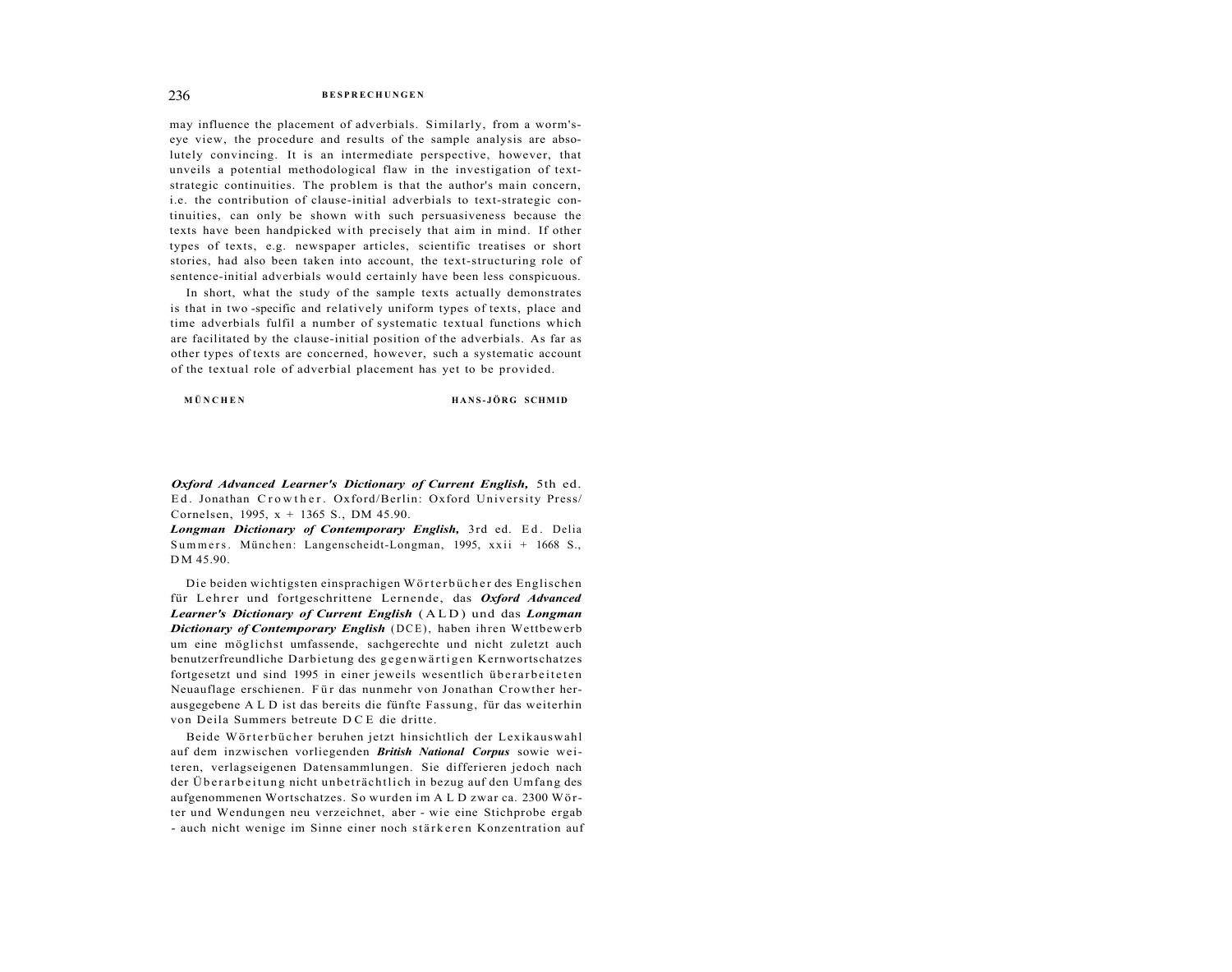may influence the placement of adverbials. Similarly, from a worm's-eye view, the procedure and results of the sample analysis are absolutely convincing. It is an intermediate perspective, however, that unveils a potential methodological flaw in the investigation of text-strategic continuities. The problem is that the author's main concern, i.e. the contribution of clause-initial adverbials to text-strategic continuities, can only be shown with such persuasiveness because the texts have been handpicked with precisely that aim in mind. If other types of texts, e.g. newspaper articles, scientific treatises or short stories, had also been taken into account, the text-structuring role of sentence-initial adverbials would certainly have been less conspicuous.

In short, what the study of the sample texts actually demonstrates is that in two -specific and relatively uniform types of texts, place and time adverbials fulfil a number of systematic textual functions which are facilitated by the clause-initial position of the adverbials. As far as other types of texts are concerned, however, such a systematic account of the textual role of adverbial placement has yet to be provided.

MÜNCHEN HANS-JÖRG SCHMID

***Oxford Advanced Learner's Dictionary of Current English,*** 5th ed. Ed. Jonathan Crowther. Oxford/Berlin: Oxford University Press/ Cornelsen, 1995, x + 1365 S., DM 45.90.

***Longman Dictionary of Contemporary English,*** 3rd ed. Ed. Delia Summers. München: Langenscheidt-Longman, 1995, xxii + 1668 S., DM 45.90.

Die beiden wichtigsten einsprachigen Wörterbücher des Englischen für Lehrer und fortgeschrittene Lernende, das ***Oxford Advanced Learner's Dictionary of Current English*** (ALD) und das ***Longman Dictionary of Contemporary English*** (DCE), haben ihren Wettbewerb um eine möglichst umfassende, sachgerechte und nicht zuletzt auch benutzerfreundliche Darbietung des gegenwärtigen Kernwortschatzes fortgesetzt und sind 1995 in einer jeweils wesentlich überarbeiteten Neuauflage erschienen. Für das nunmehr von Jonathan Crowther herausgegebene ALD ist das bereits die fünfte Fassung, für das weiterhin von Deila Summers betreute DCE die dritte.

Beide Wörterbücher beruhen jetzt hinsichtlich der Lexikauswahl auf dem inzwischen vorliegenden ***British National Corpus*** sowie weiteren, verlagseigenen Datensammlungen. Sie differieren jedoch nach der Überarbeitung nicht unbeträchtlich in bezug auf den Umfang des aufgenommenen Wortschatzes. So wurden im ALD zwar ca. 2300 Wörter und Wendungen neu verzeichnet, aber - wie eine Stichprobe ergab - auch nicht wenige im Sinne einer noch stärkeren Konzentration auf